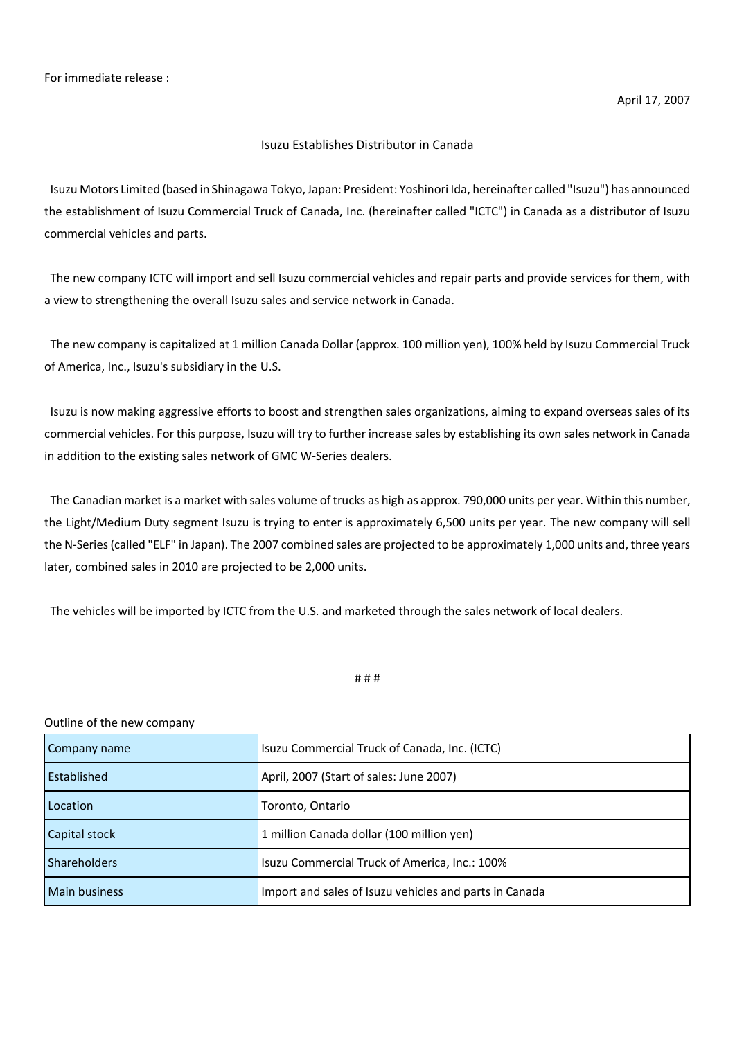For immediate release :

April 17, 2007

# Isuzu Establishes Distributor in Canada

Isuzu Motors Limited (based in Shinagawa Tokyo, Japan: President: Yoshinori Ida, hereinafter called "Isuzu") has announced the establishment of Isuzu Commercial Truck of Canada, Inc. (hereinafter called "ICTC") in Canada as a distributor of Isuzu commercial vehicles and parts.

The new company ICTC will import and sell Isuzu commercial vehicles and repair parts and provide services for them, with a view to strengthening the overall Isuzu sales and service network in Canada.

The new company is capitalized at 1 million Canada Dollar (approx. 100 million yen), 100% held by Isuzu Commercial Truck of America, Inc., Isuzu's subsidiary in the U.S.

Isuzu is now making aggressive efforts to boost and strengthen sales organizations, aiming to expand overseas sales of its commercial vehicles. For this purpose, Isuzu will try to further increase sales by establishing its own sales network in Canada in addition to the existing sales network of GMC W-Series dealers.

The Canadian market is a market with sales volume of trucks as high as approx. 790,000 units per year. Within this number, the Light/Medium Duty segment Isuzu is trying to enter is approximately 6,500 units per year. The new company will sell the N-Series (called "ELF" in Japan). The 2007 combined sales are projected to be approximately 1,000 units and, three years later, combined sales in 2010 are projected to be 2,000 units.

The vehicles will be imported by ICTC from the U.S. and marketed through the sales network of local dealers.

# # #

Outline of the new company

| Company name | Isuzu Commercial Truck of Canada, Inc. (ICTC) |
|---|---|
| Established | April, 2007 (Start of sales: June 2007) |
| Location | Toronto, Ontario |
| Capital stock | 1 million Canada dollar (100 million yen) |
| Shareholders | Isuzu Commercial Truck of America, Inc.: 100% |
| Main business | Import and sales of Isuzu vehicles and parts in Canada |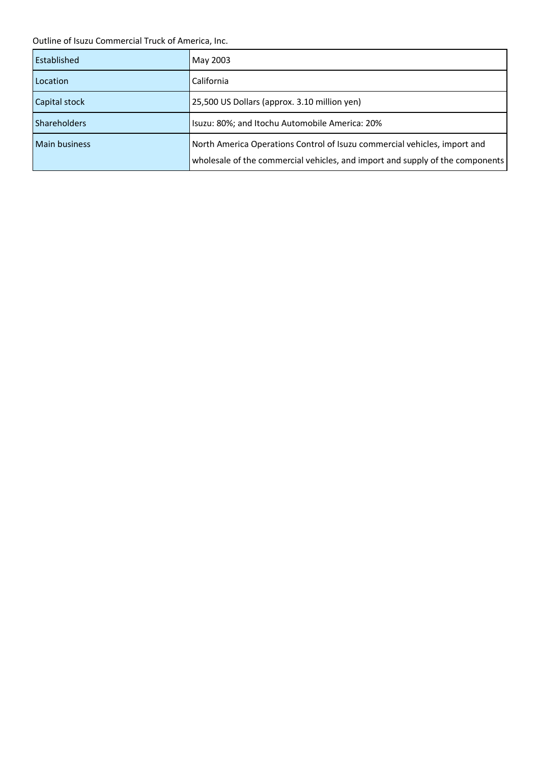Outline of Isuzu Commercial Truck of America, Inc.

| | |
|---|---|
| Established | May 2003 |
| Location | California |
| Capital stock | 25,500 US Dollars (approx. 3.10 million yen) |
| Shareholders | Isuzu: 80%; and Itochu Automobile America: 20% |
| Main business | North America Operations Control of Isuzu commercial vehicles, import and wholesale of the commercial vehicles, and import and supply of the components |